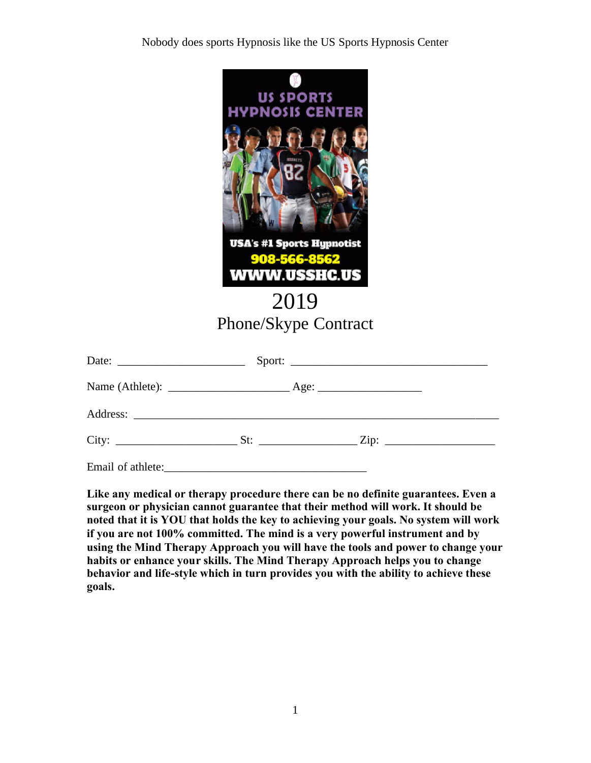Nobody does sports Hypnosis like the US Sports Hypnosis Center

US SPORTS HYPNOSIS CENTER

USA's #1 Sports Hypnotist

908-566-8562

WWW.USSHC.US

# 2019
## Phone/Skype Contract

Date: ______________________ Sport: __________________________________

Name (Athlete): _____________________ Age: __________________

Address: _______________________________________________________________

City: ____________________ St: ________________ Zip: __________________

Email of athlete:___________________________________

**Like any medical or therapy procedure there can be no definite guarantees. Even a surgeon or physician cannot guarantee that their method will work. It should be noted that it is YOU that holds the key to achieving your goals. No system will work if you are not 100% committed. The mind is a very powerful instrument and by using the Mind Therapy Approach you will have the tools and power to change your habits or enhance your skills. The Mind Therapy Approach helps you to change behavior and life-style which in turn provides you with the ability to achieve these goals.**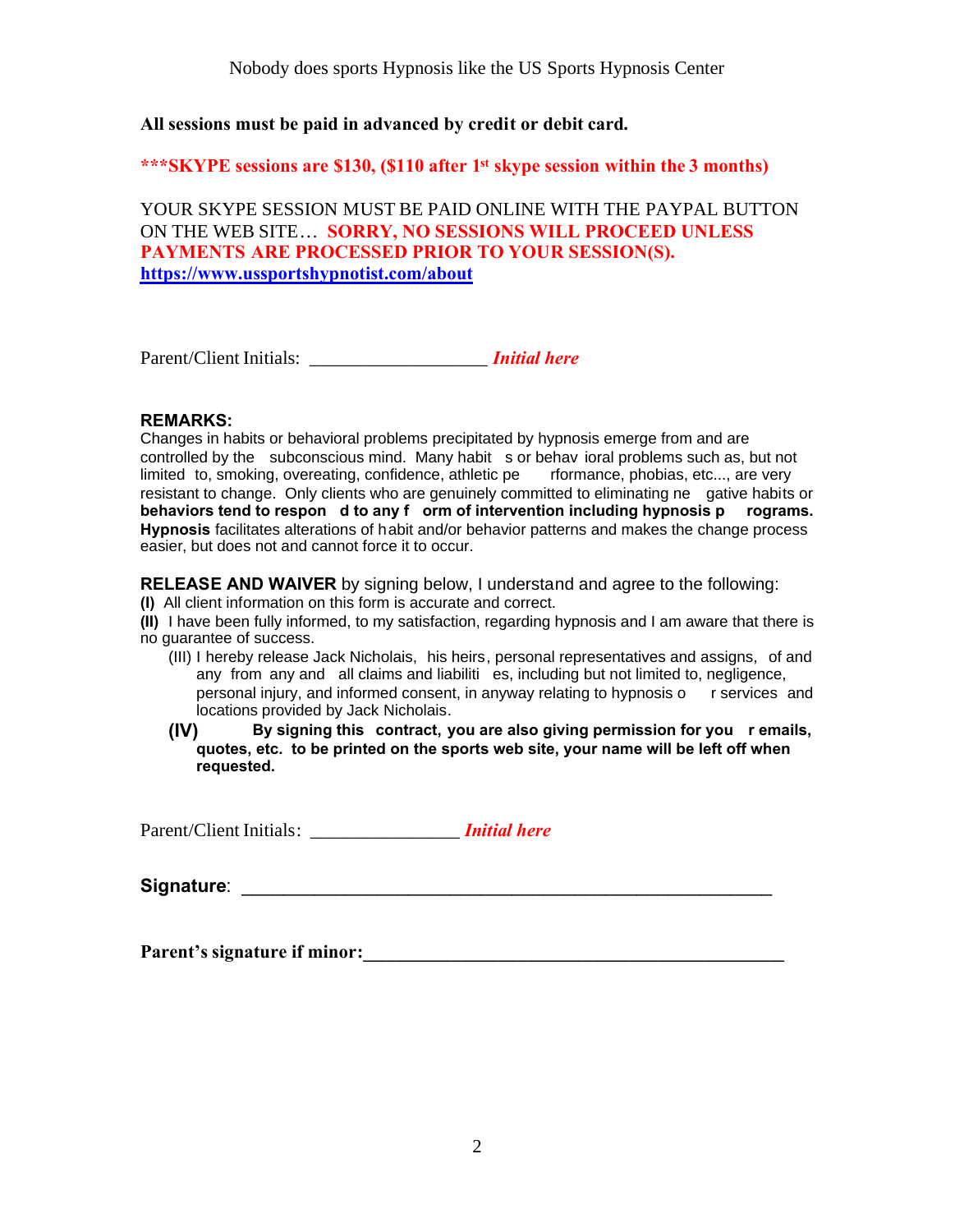Nobody does sports Hypnosis like the US Sports Hypnosis Center

**All sessions must be paid in advanced by credit or debit card.**

**\*\*\*SKYPE sessions are $130, ($110 after 1st skype session within the 3 months)**

YOUR SKYPE SESSION MUST BE PAID ONLINE WITH THE PAYPAL BUTTON ON THE WEB SITE… **SORRY, NO SESSIONS WILL PROCEED UNLESS PAYMENTS ARE PROCESSED PRIOR TO YOUR SESSION(S).**
**https://www.ussportshypnotist.com/about**

Parent/Client Initials: ___________________ ***Initial here***

**REMARKS:**
Changes in habits or behavioral problems precipitated by hypnosis emerge from and are controlled by the subconscious mind. Many habits or behavioral problems such as, but not limited to, smoking, overeating, confidence, athletic performance, phobias, etc..., are very resistant to change. Only clients who are genuinely committed to eliminating negative habits or **behaviors tend to respond to any form of intervention including hypnosis programs. Hypnosis** facilitates alterations of habit and/or behavior patterns and makes the change process easier, but does not and cannot force it to occur.

**RELEASE AND WAIVER** by signing below, I understand and agree to the following:
**(I)** All client information on this form is accurate and correct.
**(II)** I have been fully informed, to my satisfaction, regarding hypnosis and I am aware that there is no guarantee of success.

(III) I hereby release Jack Nicholais, his heirs, personal representatives and assigns, of and any from any and all claims and liabilities, including but not limited to, negligence, personal injury, and informed consent, in anyway relating to hypnosis or services and locations provided by Jack Nicholais.

**(IV)** **By signing this contract, you are also giving permission for your emails, quotes, etc. to be printed on the sports web site, your name will be left off when requested.**

Parent/Client Initials: ________________ ***Initial here***

**Signature**: ________________________________________________________

**Parent's signature if minor:**_____________________________________________